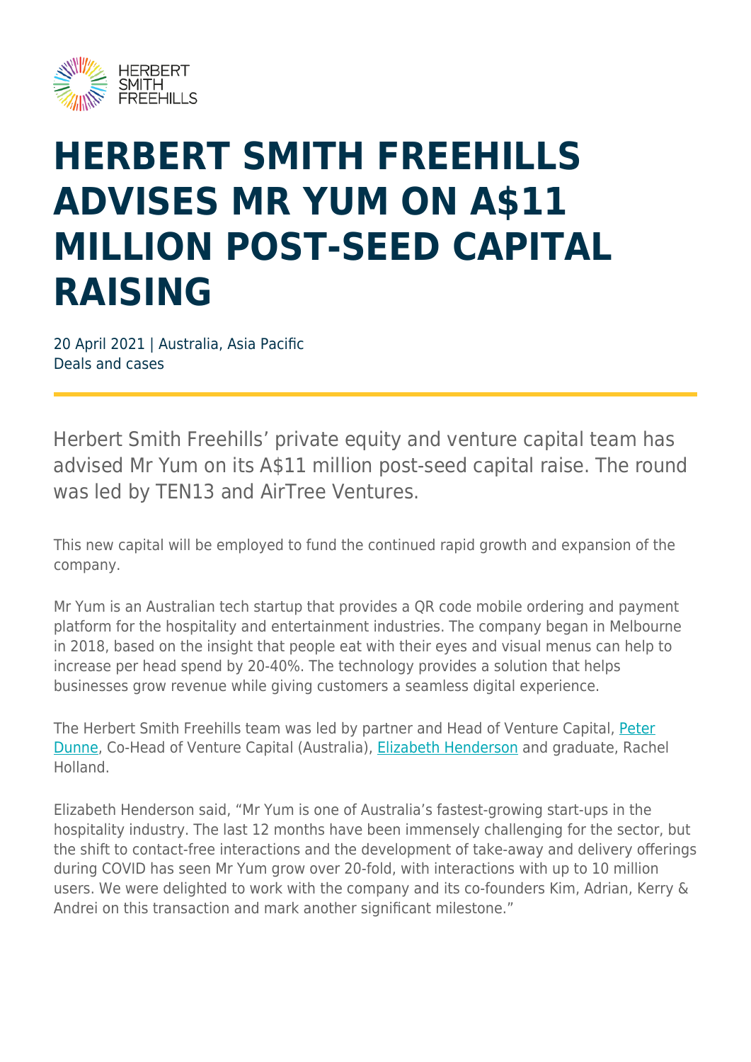# HERBERT SMITH FREEHILLS ADVISES MR YUM ON A$11 MILLION POST-SEED CAPITAL RAISING

20 April 2021 | Australia, Asia Pacific
Deals and cases

Herbert Smith Freehills' private equity and venture capital team has advised Mr Yum on its A$11 million post-seed capital raise. The round was led by TEN13 and AirTree Ventures.

This new capital will be employed to fund the continued rapid growth and expansion of the company.

Mr Yum is an Australian tech startup that provides a QR code mobile ordering and payment platform for the hospitality and entertainment industries. The company began in Melbourne in 2018, based on the insight that people eat with their eyes and visual menus can help to increase per head spend by 20-40%. The technology provides a solution that helps businesses grow revenue while giving customers a seamless digital experience.

The Herbert Smith Freehills team was led by partner and Head of Venture Capital, Peter Dunne, Co-Head of Venture Capital (Australia), Elizabeth Henderson and graduate, Rachel Holland.

Elizabeth Henderson said, "Mr Yum is one of Australia's fastest-growing start-ups in the hospitality industry. The last 12 months have been immensely challenging for the sector, but the shift to contact-free interactions and the development of take-away and delivery offerings during COVID has seen Mr Yum grow over 20-fold, with interactions with up to 10 million users. We were delighted to work with the company and its co-founders Kim, Adrian, Kerry & Andrei on this transaction and mark another significant milestone."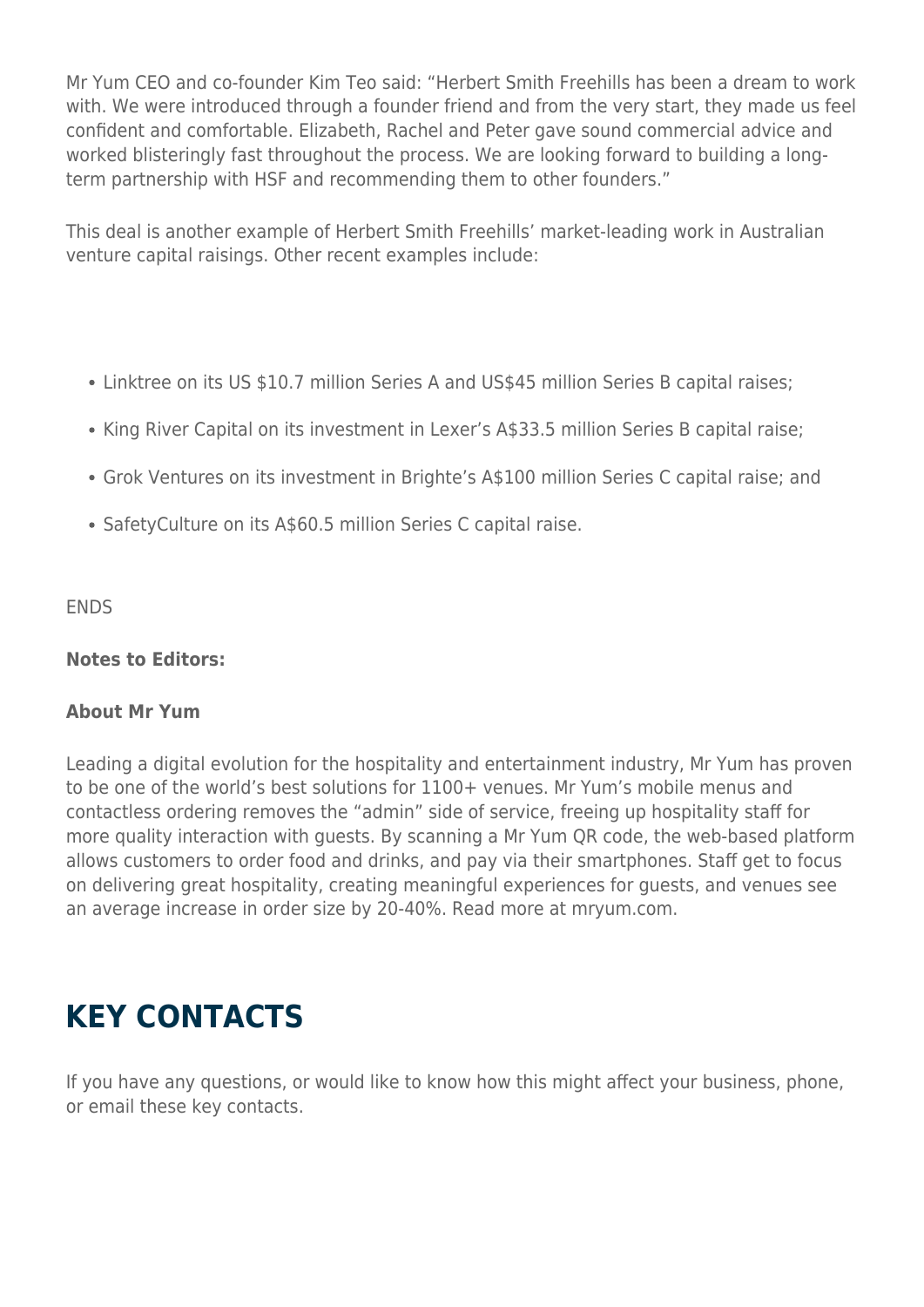Mr Yum CEO and co-founder Kim Teo said: "Herbert Smith Freehills has been a dream to work with. We were introduced through a founder friend and from the very start, they made us feel confident and comfortable. Elizabeth, Rachel and Peter gave sound commercial advice and worked blisteringly fast throughout the process. We are looking forward to building a long-term partnership with HSF and recommending them to other founders."

This deal is another example of Herbert Smith Freehills' market-leading work in Australian venture capital raisings. Other recent examples include:

- Linktree on its US $10.7 million Series A and US$45 million Series B capital raises;
- King River Capital on its investment in Lexer's A$33.5 million Series B capital raise;
- Grok Ventures on its investment in Brighte's A$100 million Series C capital raise; and
- SafetyCulture on its A$60.5 million Series C capital raise.

ENDS

**Notes to Editors:**

**About Mr Yum**

Leading a digital evolution for the hospitality and entertainment industry, Mr Yum has proven to be one of the world's best solutions for 1100+ venues. Mr Yum's mobile menus and contactless ordering removes the "admin" side of service, freeing up hospitality staff for more quality interaction with guests. By scanning a Mr Yum QR code, the web-based platform allows customers to order food and drinks, and pay via their smartphones. Staff get to focus on delivering great hospitality, creating meaningful experiences for guests, and venues see an average increase in order size by 20-40%. Read more at mryum.com.

## KEY CONTACTS

If you have any questions, or would like to know how this might affect your business, phone, or email these key contacts.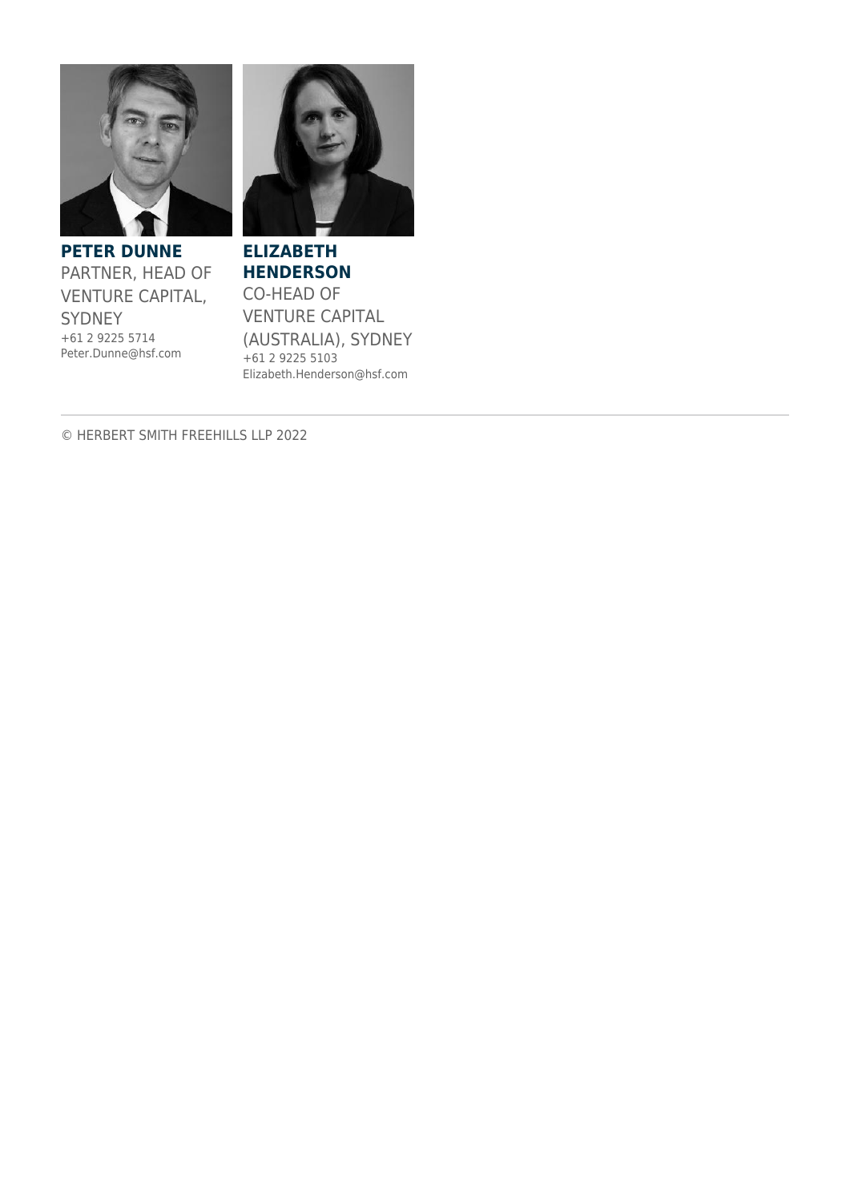**PETER DUNNE**
PARTNER, HEAD OF VENTURE CAPITAL, SYDNEY
+61 2 9225 5714
Peter.Dunne@hsf.com

**ELIZABETH HENDERSON**
CO-HEAD OF VENTURE CAPITAL (AUSTRALIA), SYDNEY
+61 2 9225 5103
Elizabeth.Henderson@hsf.com

---

© HERBERT SMITH FREEHILLS LLP 2022